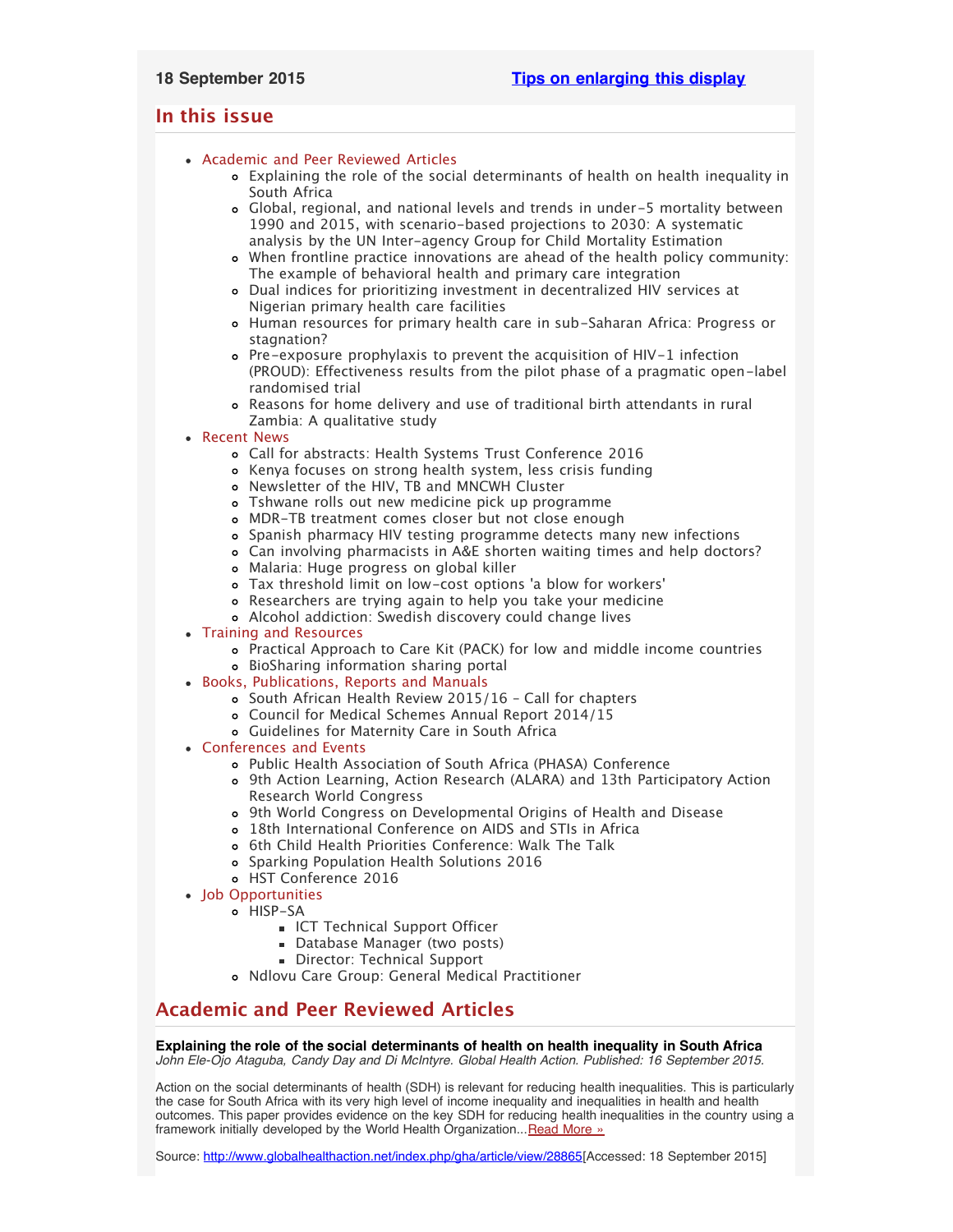18 September 2015 [Tips on enlarging this display]

## In this issue

- Academic and Peer Reviewed Articles
  - Explaining the role of the social determinants of health on health inequality in South Africa
  - Global, regional, and national levels and trends in under-5 mortality between 1990 and 2015, with scenario-based projections to 2030: A systematic analysis by the UN Inter-agency Group for Child Mortality Estimation
  - When frontline practice innovations are ahead of the health policy community: The example of behavioral health and primary care integration
  - Dual indices for prioritizing investment in decentralized HIV services at Nigerian primary health care facilities
  - Human resources for primary health care in sub-Saharan Africa: Progress or stagnation?
  - Pre-exposure prophylaxis to prevent the acquisition of HIV-1 infection (PROUD): Effectiveness results from the pilot phase of a pragmatic open-label randomised trial
  - Reasons for home delivery and use of traditional birth attendants in rural Zambia: A qualitative study
- Recent News
  - Call for abstracts: Health Systems Trust Conference 2016
  - Kenya focuses on strong health system, less crisis funding
  - Newsletter of the HIV, TB and MNCWH Cluster
  - Tshwane rolls out new medicine pick up programme
  - MDR-TB treatment comes closer but not close enough
  - Spanish pharmacy HIV testing programme detects many new infections
  - Can involving pharmacists in A&E shorten waiting times and help doctors?
  - Malaria: Huge progress on global killer
  - Tax threshold limit on low-cost options 'a blow for workers'
  - Researchers are trying again to help you take your medicine
  - Alcohol addiction: Swedish discovery could change lives
- Training and Resources
  - Practical Approach to Care Kit (PACK) for low and middle income countries
  - BioSharing information sharing portal
- Books, Publications, Reports and Manuals
  - South African Health Review 2015/16 - Call for chapters
  - Council for Medical Schemes Annual Report 2014/15
  - Guidelines for Maternity Care in South Africa
- Conferences and Events
  - Public Health Association of South Africa (PHASA) Conference
  - 9th Action Learning, Action Research (ALARA) and 13th Participatory Action Research World Congress
  - 9th World Congress on Developmental Origins of Health and Disease
  - 18th International Conference on AIDS and STIs in Africa
  - 6th Child Health Priorities Conference: Walk The Talk
  - Sparking Population Health Solutions 2016
  - HST Conference 2016
- Job Opportunities
  - HISP-SA
    - ICT Technical Support Officer
    - Database Manager (two posts)
    - Director: Technical Support
  - Ndlovu Care Group: General Medical Practitioner

## Academic and Peer Reviewed Articles

**Explaining the role of the social determinants of health on health inequality in South Africa**
*John Ele-Ojo Ataguba, Candy Day and Di McIntyre. Global Health Action. Published: 16 September 2015.*

Action on the social determinants of health (SDH) is relevant for reducing health inequalities. This is particularly the case for South Africa with its very high level of income inequality and inequalities in health and health outcomes. This paper provides evidence on the key SDH for reducing health inequalities in the country using a framework initially developed by the World Health Organization...Read More »

Source: http://www.globalhealthaction.net/index.php/gha/article/view/28865[Accessed: 18 September 2015]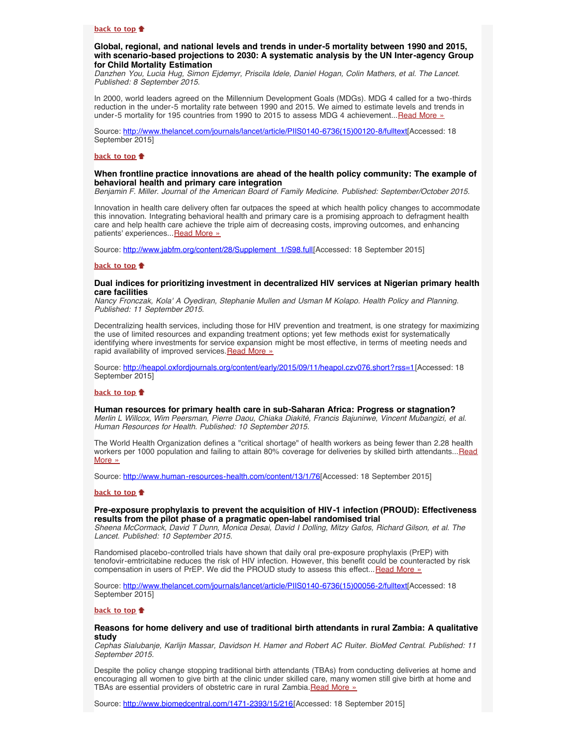**back to top**

### Global, regional, and national levels and trends in under-5 mortality between 1990 and 2015, with scenario-based projections to 2030: A systematic analysis by the UN Inter-agency Group for Child Mortality Estimation

*Danzhen You, Lucia Hug, Simon Ejdemyr, Priscila Idele, Daniel Hogan, Colin Mathers, et al. The Lancet. Published: 8 September 2015.*

In 2000, world leaders agreed on the Millennium Development Goals (MDGs). MDG 4 called for a two-thirds reduction in the under-5 mortality rate between 1990 and 2015. We aimed to estimate levels and trends in under-5 mortality for 195 countries from 1990 to 2015 to assess MDG 4 achievement...Read More »

Source: http://www.thelancet.com/journals/lancet/article/PIIS0140-6736(15)00120-8/fulltext[Accessed: 18 September 2015]

**back to top**

### When frontline practice innovations are ahead of the health policy community: The example of behavioral health and primary care integration

*Benjamin F. Miller. Journal of the American Board of Family Medicine. Published: September/October 2015.*

Innovation in health care delivery often far outpaces the speed at which health policy changes to accommodate this innovation. Integrating behavioral health and primary care is a promising approach to defragment health care and help health care achieve the triple aim of decreasing costs, improving outcomes, and enhancing patients' experiences...Read More »

Source: http://www.jabfm.org/content/28/Supplement_1/S98.full[Accessed: 18 September 2015]

**back to top**

### Dual indices for prioritizing investment in decentralized HIV services at Nigerian primary health care facilities

*Nancy Fronczak, Kola' A Oyediran, Stephanie Mullen and Usman M Kolapo. Health Policy and Planning. Published: 11 September 2015.*

Decentralizing health services, including those for HIV prevention and treatment, is one strategy for maximizing the use of limited resources and expanding treatment options; yet few methods exist for systematically identifying where investments for service expansion might be most effective, in terms of meeting needs and rapid availability of improved services.Read More »

Source: http://heapol.oxfordjournals.org/content/early/2015/09/11/heapol.czv076.short?rss=1[Accessed: 18 September 2015]

**back to top**

### Human resources for primary health care in sub-Saharan Africa: Progress or stagnation?

*Merlin L Willcox, Wim Peersman, Pierre Daou, Chiaka Diakité, Francis Bajunirwe, Vincent Mubangizi, et al. Human Resources for Health. Published: 10 September 2015.*

The World Health Organization defines a "critical shortage" of health workers as being fewer than 2.28 health workers per 1000 population and failing to attain 80% coverage for deliveries by skilled birth attendants...Read More »

Source: http://www.human-resources-health.com/content/13/1/76[Accessed: 18 September 2015]

**back to top**

### Pre-exposure prophylaxis to prevent the acquisition of HIV-1 infection (PROUD): Effectiveness results from the pilot phase of a pragmatic open-label randomised trial

*Sheena McCormack, David T Dunn, Monica Desai, David I Dolling, Mitzy Gafos, Richard Gilson, et al. The Lancet. Published: 10 September 2015.*

Randomised placebo-controlled trials have shown that daily oral pre-exposure prophylaxis (PrEP) with tenofovir-emtricitabine reduces the risk of HIV infection. However, this benefit could be counteracted by risk compensation in users of PrEP. We did the PROUD study to assess this effect...Read More »

Source: http://www.thelancet.com/journals/lancet/article/PIIS0140-6736(15)00056-2/fulltext[Accessed: 18 September 2015]

**back to top**

### Reasons for home delivery and use of traditional birth attendants in rural Zambia: A qualitative study

*Cephas Sialubanje, Karlijn Massar, Davidson H. Hamer and Robert AC Ruiter. BioMed Central. Published: 11 September 2015.*

Despite the policy change stopping traditional birth attendants (TBAs) from conducting deliveries at home and encouraging all women to give birth at the clinic under skilled care, many women still give birth at home and TBAs are essential providers of obstetric care in rural Zambia.Read More »

Source: http://www.biomedcentral.com/1471-2393/15/216[Accessed: 18 September 2015]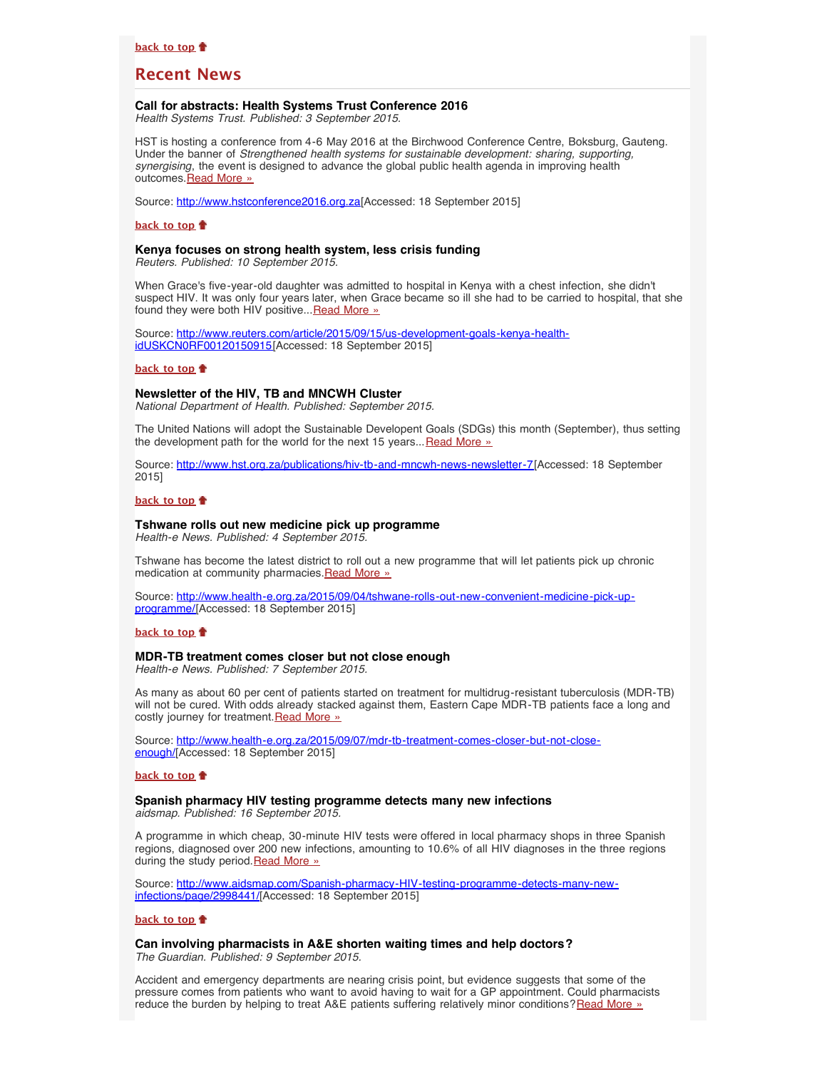**back to top**

## Recent News

### Call for abstracts: Health Systems Trust Conference 2016

*Health Systems Trust. Published: 3 September 2015.*

HST is hosting a conference from 4-6 May 2016 at the Birchwood Conference Centre, Boksburg, Gauteng. Under the banner of *Strengthened health systems for sustainable development: sharing, supporting, synergising*, the event is designed to advance the global public health agenda in improving health outcomes. Read More »

Source: http://www.hstconference2016.org.za[Accessed: 18 September 2015]

**back to top**

### Kenya focuses on strong health system, less crisis funding

*Reuters. Published: 10 September 2015.*

When Grace's five-year-old daughter was admitted to hospital in Kenya with a chest infection, she didn't suspect HIV. It was only four years later, when Grace became so ill she had to be carried to hospital, that she found they were both HIV positive... Read More »

Source: http://www.reuters.com/article/2015/09/15/us-development-goals-kenya-health-idUSKCN0RF00120150915[Accessed: 18 September 2015]

**back to top**

### Newsletter of the HIV, TB and MNCWH Cluster

*National Department of Health. Published: September 2015.*

The United Nations will adopt the Sustainable Developent Goals (SDGs) this month (September), thus setting the development path for the world for the next 15 years... Read More »

Source: http://www.hst.org.za/publications/hiv-tb-and-mncwh-news-newsletter-7[Accessed: 18 September 2015]

**back to top**

### Tshwane rolls out new medicine pick up programme

*Health-e News. Published: 4 September 2015.*

Tshwane has become the latest district to roll out a new programme that will let patients pick up chronic medication at community pharmacies. Read More »

Source: http://www.health-e.org.za/2015/09/04/tshwane-rolls-out-new-convenient-medicine-pick-up-programme/[Accessed: 18 September 2015]

**back to top**

### MDR-TB treatment comes closer but not close enough

*Health-e News. Published: 7 September 2015.*

As many as about 60 per cent of patients started on treatment for multidrug-resistant tuberculosis (MDR-TB) will not be cured. With odds already stacked against them, Eastern Cape MDR-TB patients face a long and costly journey for treatment. Read More »

Source: http://www.health-e.org.za/2015/09/07/mdr-tb-treatment-comes-closer-but-not-close-enough/[Accessed: 18 September 2015]

**back to top**

### Spanish pharmacy HIV testing programme detects many new infections

*aidsmap. Published: 16 September 2015.*

A programme in which cheap, 30-minute HIV tests were offered in local pharmacy shops in three Spanish regions, diagnosed over 200 new infections, amounting to 10.6% of all HIV diagnoses in the three regions during the study period. Read More »

Source: http://www.aidsmap.com/Spanish-pharmacy-HIV-testing-programme-detects-many-new-infections/page/2998441/[Accessed: 18 September 2015]

**back to top**

### Can involving pharmacists in A&E shorten waiting times and help doctors?

*The Guardian. Published: 9 September 2015.*

Accident and emergency departments are nearing crisis point, but evidence suggests that some of the pressure comes from patients who want to avoid having to wait for a GP appointment. Could pharmacists reduce the burden by helping to treat A&E patients suffering relatively minor conditions? Read More »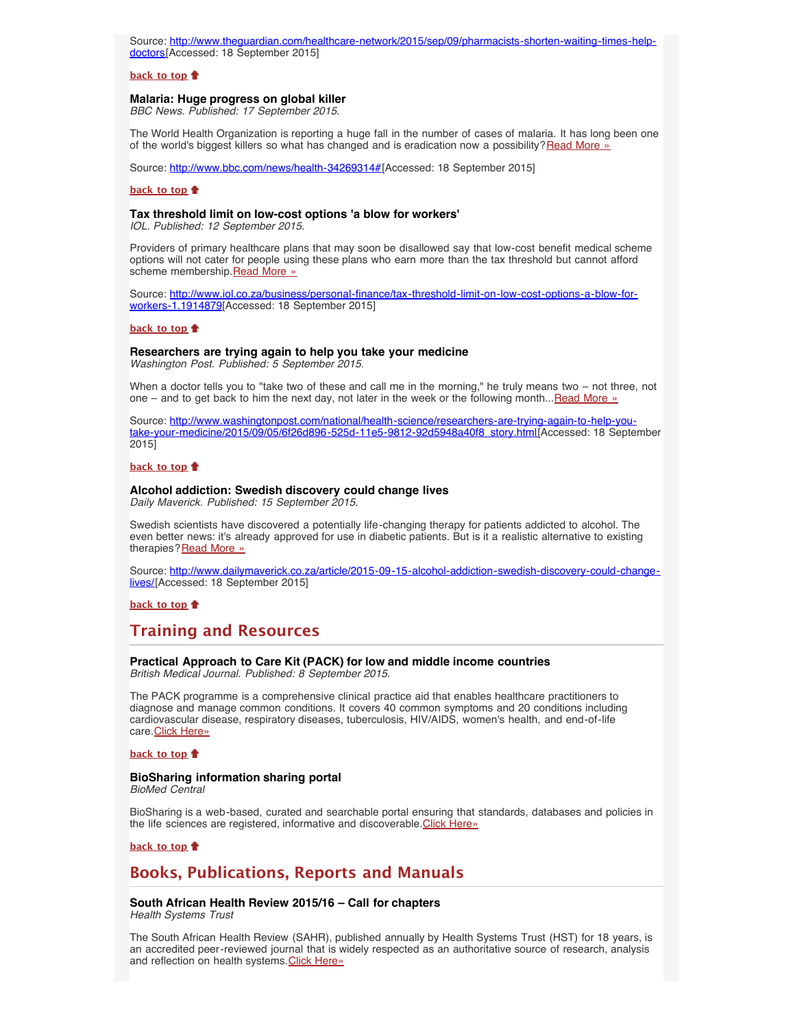Source: [http://www.theguardian.com/healthcare-network/2015/sep/09/pharmacists-shorten-waiting-times-help-doctors](http://www.theguardian.com/healthcare-network/2015/sep/09/pharmacists-shorten-waiting-times-help-doctors)[Accessed: 18 September 2015]

**back to top**

### Malaria: Huge progress on global killer

*BBC News. Published: 17 September 2015.*

The World Health Organization is reporting a huge fall in the number of cases of malaria. It has long been one of the world's biggest killers so what has changed and is eradication now a possibility? Read More »

Source: [http://www.bbc.com/news/health-34269314#](http://www.bbc.com/news/health-34269314#)[Accessed: 18 September 2015]

**back to top**

### Tax threshold limit on low-cost options 'a blow for workers'

*IOL. Published: 12 September 2015.*

Providers of primary healthcare plans that may soon be disallowed say that low-cost benefit medical scheme options will not cater for people using these plans who earn more than the tax threshold but cannot afford scheme membership. Read More »

Source: [http://www.iol.co.za/business/personal-finance/tax-threshold-limit-on-low-cost-options-a-blow-for-workers-1.1914879](http://www.iol.co.za/business/personal-finance/tax-threshold-limit-on-low-cost-options-a-blow-for-workers-1.1914879)[Accessed: 18 September 2015]

**back to top**

### Researchers are trying again to help you take your medicine

*Washington Post. Published: 5 September 2015.*

When a doctor tells you to "take two of these and call me in the morning," he truly means two – not three, not one – and to get back to him the next day, not later in the week or the following month... Read More »

Source: [http://www.washingtonpost.com/national/health-science/researchers-are-trying-again-to-help-you-take-your-medicine/2015/09/05/6f26d896-525d-11e5-9812-92d5948a40f8_story.html](http://www.washingtonpost.com/national/health-science/researchers-are-trying-again-to-help-you-take-your-medicine/2015/09/05/6f26d896-525d-11e5-9812-92d5948a40f8_story.html)[Accessed: 18 September 2015]

**back to top**

### Alcohol addiction: Swedish discovery could change lives

*Daily Maverick. Published: 15 September 2015.*

Swedish scientists have discovered a potentially life-changing therapy for patients addicted to alcohol. The even better news: it's already approved for use in diabetic patients. But is it a realistic alternative to existing therapies? Read More »

Source: [http://www.dailymaverick.co.za/article/2015-09-15-alcohol-addiction-swedish-discovery-could-change-lives/](http://www.dailymaverick.co.za/article/2015-09-15-alcohol-addiction-swedish-discovery-could-change-lives/)[Accessed: 18 September 2015]

**back to top**

## Training and Resources

### Practical Approach to Care Kit (PACK) for low and middle income countries

*British Medical Journal. Published: 8 September 2015.*

The PACK programme is a comprehensive clinical practice aid that enables healthcare practitioners to diagnose and manage common conditions. It covers 40 common symptoms and 20 conditions including cardiovascular disease, respiratory diseases, tuberculosis, HIV/AIDS, women's health, and end-of-life care. Click Here»

**back to top**

### BioSharing information sharing portal

*BioMed Central*

BioSharing is a web-based, curated and searchable portal ensuring that standards, databases and policies in the life sciences are registered, informative and discoverable. Click Here»

**back to top**

## Books, Publications, Reports and Manuals

### South African Health Review 2015/16 – Call for chapters

*Health Systems Trust*

The South African Health Review (SAHR), published annually by Health Systems Trust (HST) for 18 years, is an accredited peer-reviewed journal that is widely respected as an authoritative source of research, analysis and reflection on health systems. Click Here»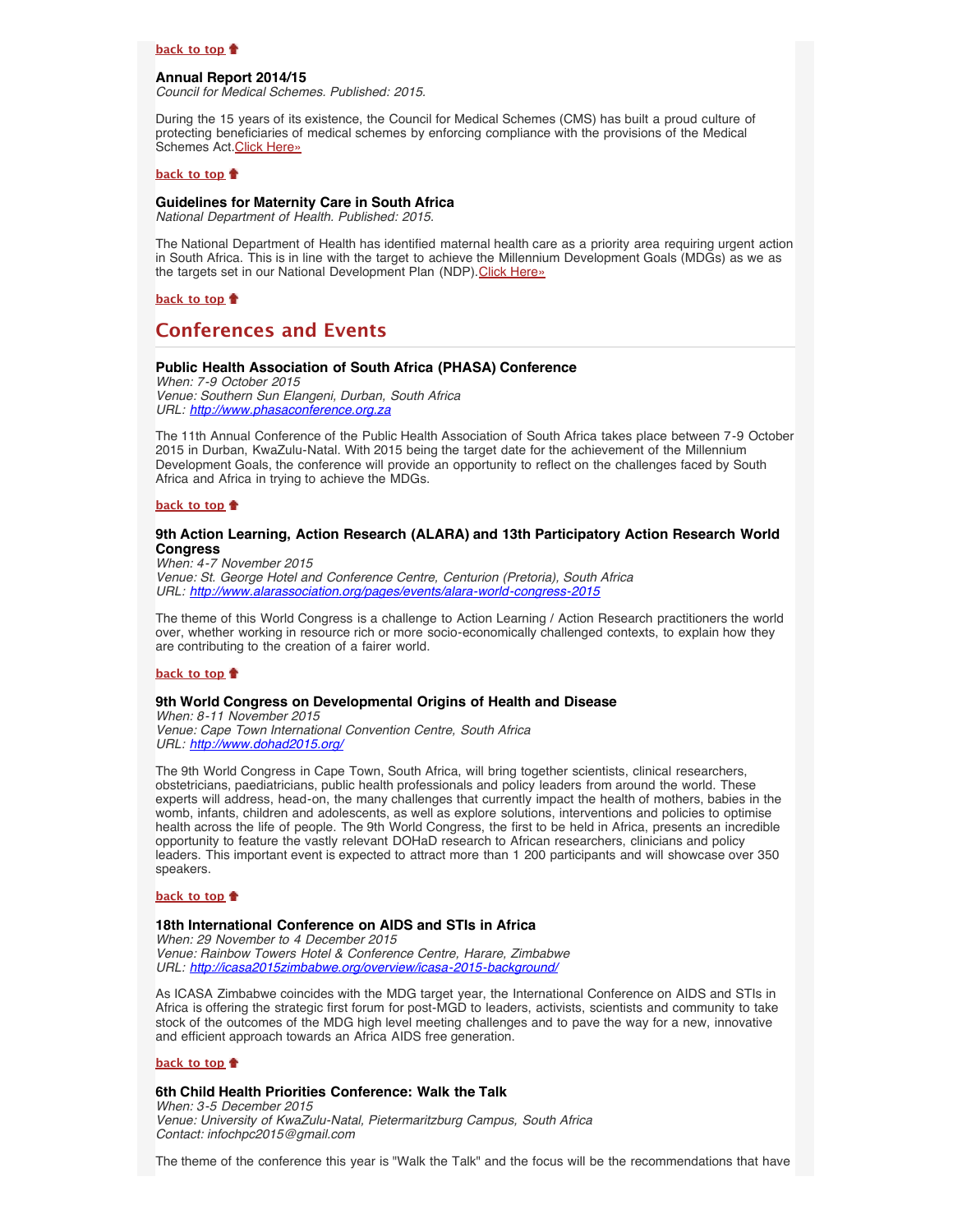**back to top**

### Annual Report 2014/15

*Council for Medical Schemes. Published: 2015.*

During the 15 years of its existence, the Council for Medical Schemes (CMS) has built a proud culture of protecting beneficiaries of medical schemes by enforcing compliance with the provisions of the Medical Schemes Act.Click Here»

**back to top**

### Guidelines for Maternity Care in South Africa

*National Department of Health. Published: 2015.*

The National Department of Health has identified maternal health care as a priority area requiring urgent action in South Africa. This is in line with the target to achieve the Millennium Development Goals (MDGs) as we as the targets set in our National Development Plan (NDP).Click Here»

**back to top**

## Conferences and Events

### Public Health Association of South Africa (PHASA) Conference

*When: 7-9 October 2015*
*Venue: Southern Sun Elangeni, Durban, South Africa*
*URL: http://www.phasaconference.org.za*

The 11th Annual Conference of the Public Health Association of South Africa takes place between 7-9 October 2015 in Durban, KwaZulu-Natal. With 2015 being the target date for the achievement of the Millennium Development Goals, the conference will provide an opportunity to reflect on the challenges faced by South Africa and Africa in trying to achieve the MDGs.

**back to top**

### 9th Action Learning, Action Research (ALARA) and 13th Participatory Action Research World Congress

*When: 4-7 November 2015*
*Venue: St. George Hotel and Conference Centre, Centurion (Pretoria), South Africa*
*URL: http://www.alarassociation.org/pages/events/alara-world-congress-2015*

The theme of this World Congress is a challenge to Action Learning / Action Research practitioners the world over, whether working in resource rich or more socio-economically challenged contexts, to explain how they are contributing to the creation of a fairer world.

**back to top**

### 9th World Congress on Developmental Origins of Health and Disease

*When: 8-11 November 2015*
*Venue: Cape Town International Convention Centre, South Africa*
*URL: http://www.dohad2015.org/*

The 9th World Congress in Cape Town, South Africa, will bring together scientists, clinical researchers, obstetricians, paediatricians, public health professionals and policy leaders from around the world. These experts will address, head-on, the many challenges that currently impact the health of mothers, babies in the womb, infants, children and adolescents, as well as explore solutions, interventions and policies to optimise health across the life of people. The 9th World Congress, the first to be held in Africa, presents an incredible opportunity to feature the vastly relevant DOHaD research to African researchers, clinicians and policy leaders. This important event is expected to attract more than 1 200 participants and will showcase over 350 speakers.

**back to top**

### 18th International Conference on AIDS and STIs in Africa

*When: 29 November to 4 December 2015*
*Venue: Rainbow Towers Hotel & Conference Centre, Harare, Zimbabwe*
*URL: http://icasa2015zimbabwe.org/overview/icasa-2015-background/*

As ICASA Zimbabwe coincides with the MDG target year, the International Conference on AIDS and STIs in Africa is offering the strategic first forum for post-MGD to leaders, activists, scientists and community to take stock of the outcomes of the MDG high level meeting challenges and to pave the way for a new, innovative and efficient approach towards an Africa AIDS free generation.

**back to top**

### 6th Child Health Priorities Conference: Walk the Talk

*When: 3-5 December 2015*
*Venue: University of KwaZulu-Natal, Pietermaritzburg Campus, South Africa*
*Contact: infochpc2015@gmail.com*

The theme of the conference this year is "Walk the Talk" and the focus will be the recommendations that have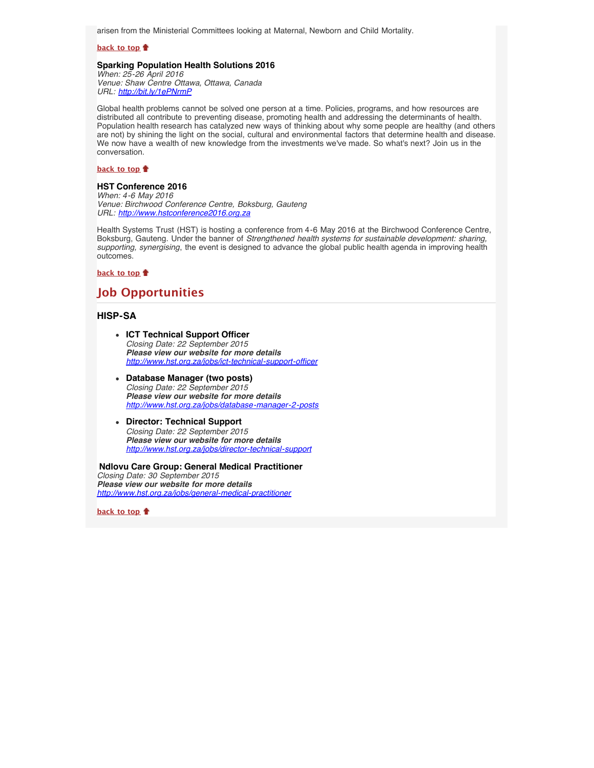arisen from the Ministerial Committees looking at Maternal, Newborn and Child Mortality.

**back to top**

**Sparking Population Health Solutions 2016**
*When: 25-26 April 2016*
*Venue: Shaw Centre Ottawa, Ottawa, Canada*
*URL: http://bit.ly/1ePNrmP*

Global health problems cannot be solved one person at a time. Policies, programs, and how resources are distributed all contribute to preventing disease, promoting health and addressing the determinants of health. Population health research has catalyzed new ways of thinking about why some people are healthy (and others are not) by shining the light on the social, cultural and environmental factors that determine health and disease. We now have a wealth of new knowledge from the investments we've made. So what's next? Join us in the conversation.

**back to top**

**HST Conference 2016**
*When: 4-6 May 2016*
*Venue: Birchwood Conference Centre, Boksburg, Gauteng*
*URL: http://www.hstconference2016.org.za*

Health Systems Trust (HST) is hosting a conference from 4-6 May 2016 at the Birchwood Conference Centre, Boksburg, Gauteng. Under the banner of *Strengthened health systems for sustainable development: sharing, supporting, synergising*, the event is designed to advance the global public health agenda in improving health outcomes.

**back to top**

## Job Opportunities

### HISP-SA

- **ICT Technical Support Officer**
  *Closing Date: 22 September 2015*
  ***Please view our website for more details***
  *http://www.hst.org.za/jobs/ict-technical-support-officer*

- **Database Manager (two posts)**
  *Closing Date: 22 September 2015*
  ***Please view our website for more details***
  *http://www.hst.org.za/jobs/database-manager-2-posts*

- **Director: Technical Support**
  *Closing Date: 22 September 2015*
  ***Please view our website for more details***
  *http://www.hst.org.za/jobs/director-technical-support*

**Ndlovu Care Group: General Medical Practitioner**
*Closing Date: 30 September 2015*
***Please view our website for more details***
*http://www.hst.org.za/jobs/general-medical-practitioner*

**back to top**